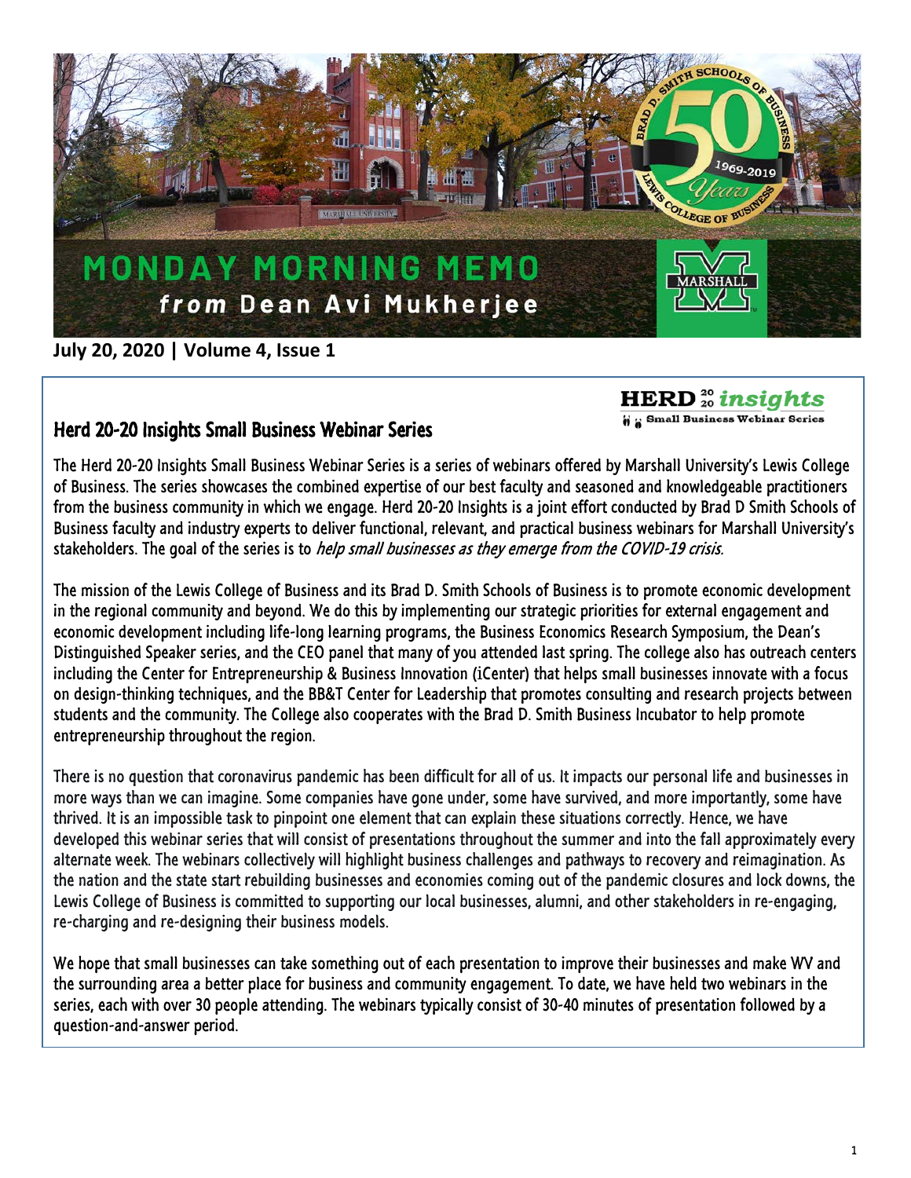# MONDAY MORNING MEMO

***from*** **Dean Avi Mukherjee**

**July 20, 2020 | Volume 4, Issue 1**

## Herd 20-20 Insights Small Business Webinar Series

The Herd 20-20 Insights Small Business Webinar Series is a series of webinars offered by Marshall University's Lewis College of Business. The series showcases the combined expertise of our best faculty and seasoned and knowledgeable practitioners from the business community in which we engage. Herd 20-20 Insights is a joint effort conducted by Brad D Smith Schools of Business faculty and industry experts to deliver functional, relevant, and practical business webinars for Marshall University's stakeholders. The goal of the series is to *help small businesses as they emerge from the COVID-19 crisis*.

The mission of the Lewis College of Business and its Brad D. Smith Schools of Business is to promote economic development in the regional community and beyond. We do this by implementing our strategic priorities for external engagement and economic development including life-long learning programs, the Business Economics Research Symposium, the Dean's Distinguished Speaker series, and the CEO panel that many of you attended last spring. The college also has outreach centers including the Center for Entrepreneurship & Business Innovation (iCenter) that helps small businesses innovate with a focus on design-thinking techniques, and the BB&T Center for Leadership that promotes consulting and research projects between students and the community. The College also cooperates with the Brad D. Smith Business Incubator to help promote entrepreneurship throughout the region.

There is no question that coronavirus pandemic has been difficult for all of us. It impacts our personal life and businesses in more ways than we can imagine. Some companies have gone under, some have survived, and more importantly, some have thrived. It is an impossible task to pinpoint one element that can explain these situations correctly. Hence, we have developed this webinar series that will consist of presentations throughout the summer and into the fall approximately every alternate week. The webinars collectively will highlight business challenges and pathways to recovery and reimagination. As the nation and the state start rebuilding businesses and economies coming out of the pandemic closures and lock downs, the Lewis College of Business is committed to supporting our local businesses, alumni, and other stakeholders in re-engaging, re-charging and re-designing their business models.

We hope that small businesses can take something out of each presentation to improve their businesses and make WV and the surrounding area a better place for business and community engagement. To date, we have held two webinars in the series, each with over 30 people attending. The webinars typically consist of 30-40 minutes of presentation followed by a question-and-answer period.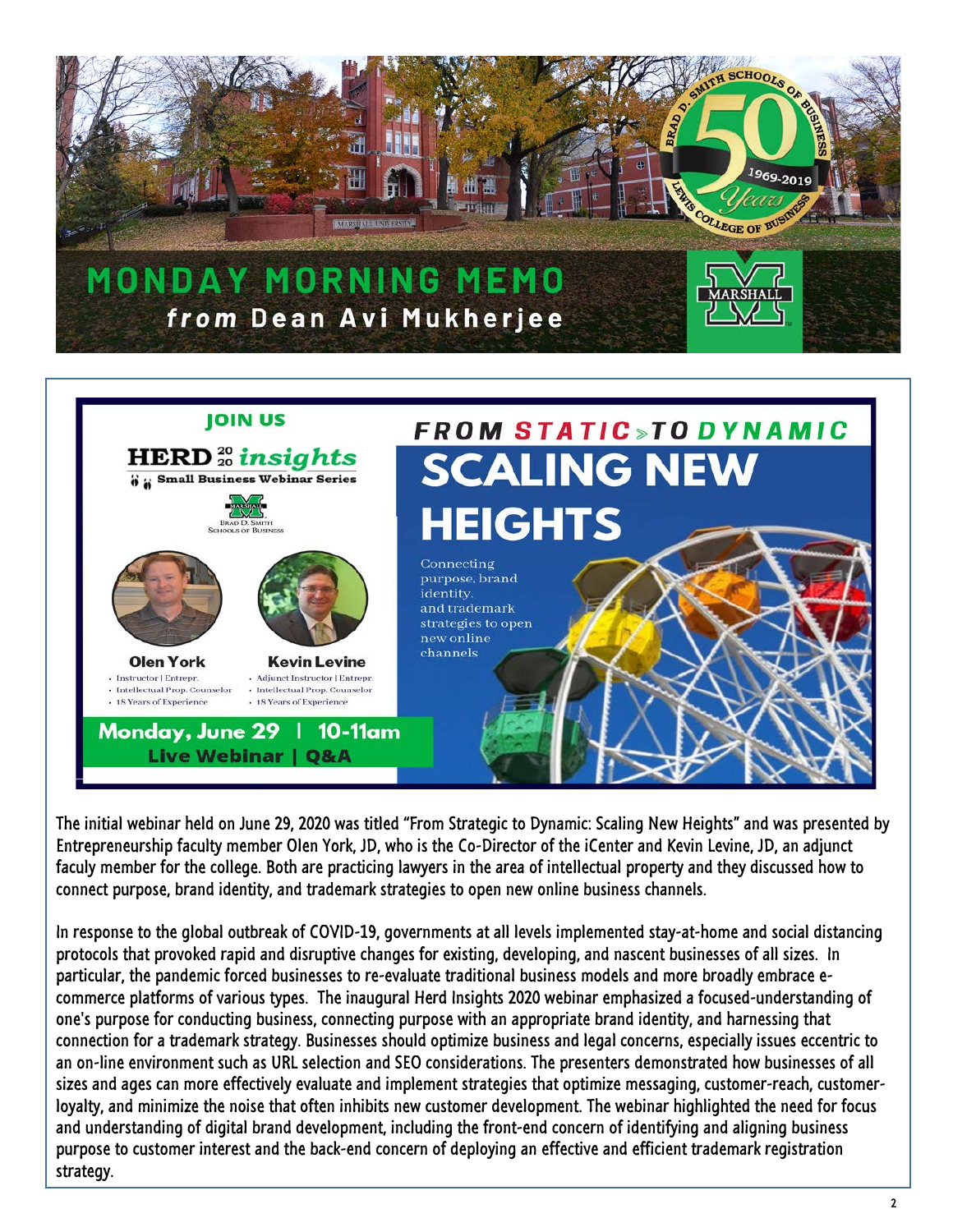# MONDAY MORNING MEMO
### *from* Dean Avi Mukherjee

JOIN US

HERD 2020 *insights*
Small Business Webinar Series

Brad D. Smith Schools of Business

**Olen York**
- Instructor | Entrepr.
- Intellectual Prop. Counselor
- 18 Years of Experience

**Kevin Levine**
- Adjunct Instructor | Entrepr.
- Intellectual Prop. Counselor
- 18 Years of Experience

## FROM STATIC > TO DYNAMIC
## SCALING NEW HEIGHTS

Connecting purpose, brand identity, and trademark strategies to open new online channels

**Monday, June 29 | 10-11am**
**Live Webinar | Q&A**

The initial webinar held on June 29, 2020 was titled "From Strategic to Dynamic: Scaling New Heights" and was presented by Entrepreneurship faculty member Olen York, JD, who is the Co-Director of the iCenter and Kevin Levine, JD, an adjunct faculy member for the college. Both are practicing lawyers in the area of intellectual property and they discussed how to connect purpose, brand identity, and trademark strategies to open new online business channels.

In response to the global outbreak of COVID-19, governments at all levels implemented stay-at-home and social distancing protocols that provoked rapid and disruptive changes for existing, developing, and nascent businesses of all sizes. In particular, the pandemic forced businesses to re-evaluate traditional business models and more broadly embrace e-commerce platforms of various types. The inaugural Herd Insights 2020 webinar emphasized a focused-understanding of one's purpose for conducting business, connecting purpose with an appropriate brand identity, and harnessing that connection for a trademark strategy. Businesses should optimize business and legal concerns, especially issues eccentric to an on-line environment such as URL selection and SEO considerations. The presenters demonstrated how businesses of all sizes and ages can more effectively evaluate and implement strategies that optimize messaging, customer-reach, customer-loyalty, and minimize the noise that often inhibits new customer development. The webinar highlighted the need for focus and understanding of digital brand development, including the front-end concern of identifying and aligning business purpose to customer interest and the back-end concern of deploying an effective and efficient trademark registration strategy.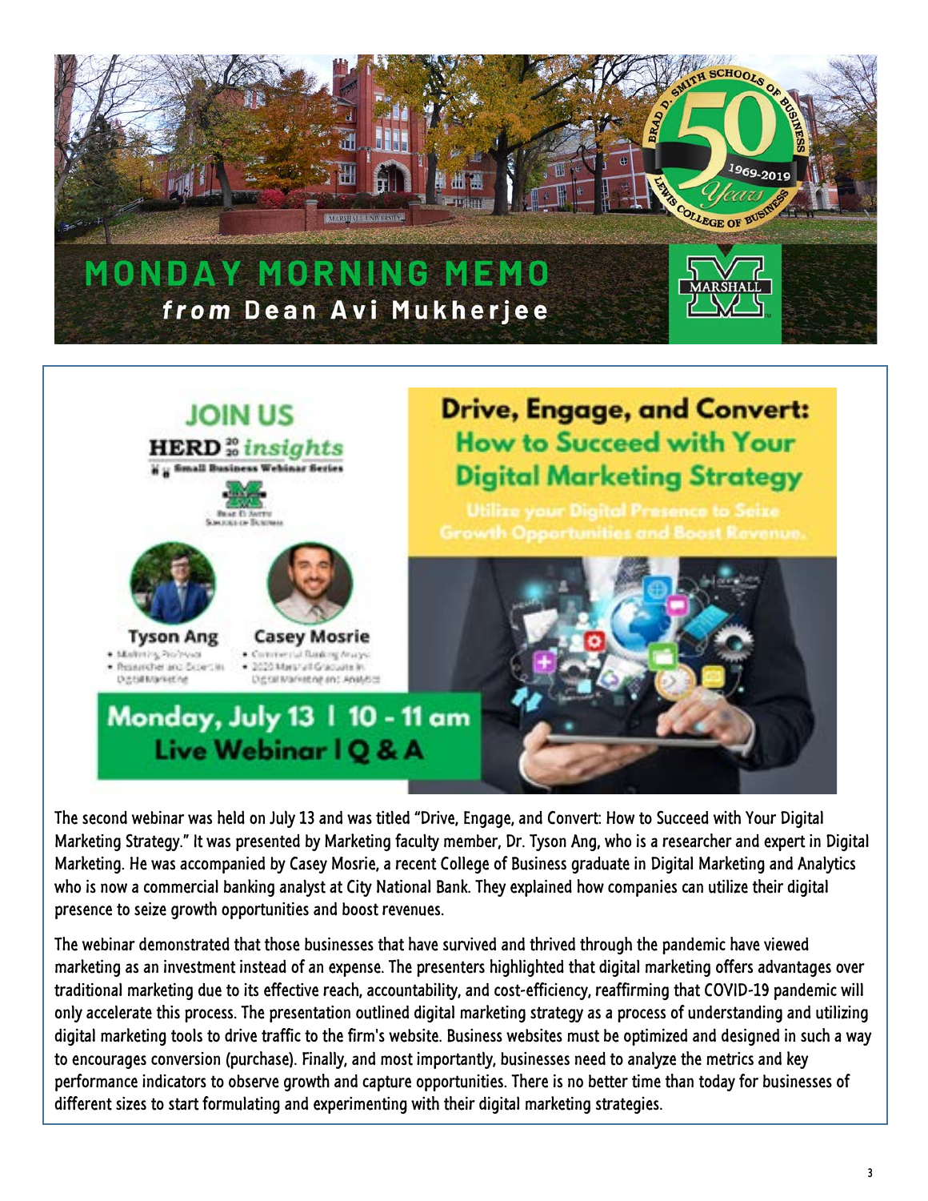# MONDAY MORNING MEMO

***from* Dean Avi Mukherjee**

JOIN US

HERD 2020 *insights* Small Business Webinar Series

Brad D. Smith Schools of Business

**Tyson Ang**

- Marketing Professor
- Researcher and Expert in Digital Marketing

**Casey Mosrie**

- Commercial Banking Analyst
- 2020 Marshall Graduate in Digital Marketing and Analytics

**Monday, July 13 | 10 - 11 am**
**Live Webinar | Q & A**

## Drive, Engage, and Convert: How to Succeed with Your Digital Marketing Strategy

Utilize your Digital Presence to Seize Growth Opportunities and Boost Revenue.

The second webinar was held on July 13 and was titled "Drive, Engage, and Convert: How to Succeed with Your Digital Marketing Strategy." It was presented by Marketing faculty member, Dr. Tyson Ang, who is a researcher and expert in Digital Marketing. He was accompanied by Casey Mosrie, a recent College of Business graduate in Digital Marketing and Analytics who is now a commercial banking analyst at City National Bank. They explained how companies can utilize their digital presence to seize growth opportunities and boost revenues.

The webinar demonstrated that those businesses that have survived and thrived through the pandemic have viewed marketing as an investment instead of an expense. The presenters highlighted that digital marketing offers advantages over traditional marketing due to its effective reach, accountability, and cost-efficiency, reaffirming that COVID-19 pandemic will only accelerate this process. The presentation outlined digital marketing strategy as a process of understanding and utilizing digital marketing tools to drive traffic to the firm's website. Business websites must be optimized and designed in such a way to encourages conversion (purchase). Finally, and most importantly, businesses need to analyze the metrics and key performance indicators to observe growth and capture opportunities. There is no better time than today for businesses of different sizes to start formulating and experimenting with their digital marketing strategies.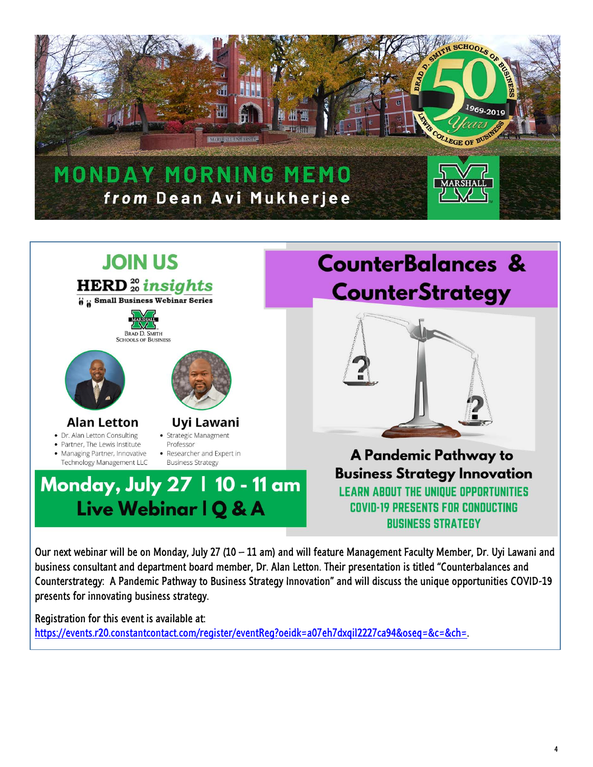# MONDAY MORNING MEMO

*from* Dean Avi Mukherjee

## JOIN US

**HERD 2020 *insights***

**Small Business Webinar Series**

Brad D. Smith Schools of Business

**Alan Letton**

- Dr. Alan Letton Consulting
- Partner, The Lewis Institute
- Managing Partner, Innovative Technology Management LLC

**Uyi Lawani**

- Strategic Managment Professor
- Researcher and Expert in Business Strategy

**Monday, July 27 | 10 - 11 am**

**Live Webinar | Q & A**

## CounterBalances & CounterStrategy

**A Pandemic Pathway to Business Strategy Innovation**

LEARN ABOUT THE UNIQUE OPPORTUNITIES COVID-19 PRESENTS FOR CONDUCTING BUSINESS STRATEGY

Our next webinar will be on Monday, July 27 (10 – 11 am) and will feature Management Faculty Member, Dr. Uyi Lawani and business consultant and department board member, Dr. Alan Letton. Their presentation is titled "Counterbalances and Counterstrategy: A Pandemic Pathway to Business Strategy Innovation" and will discuss the unique opportunities COVID-19 presents for innovating business strategy.

Registration for this event is available at: https://events.r20.constantcontact.com/register/eventReg?oeidk=a07eh7dxqil2227ca94&oseq=&c=&ch=.